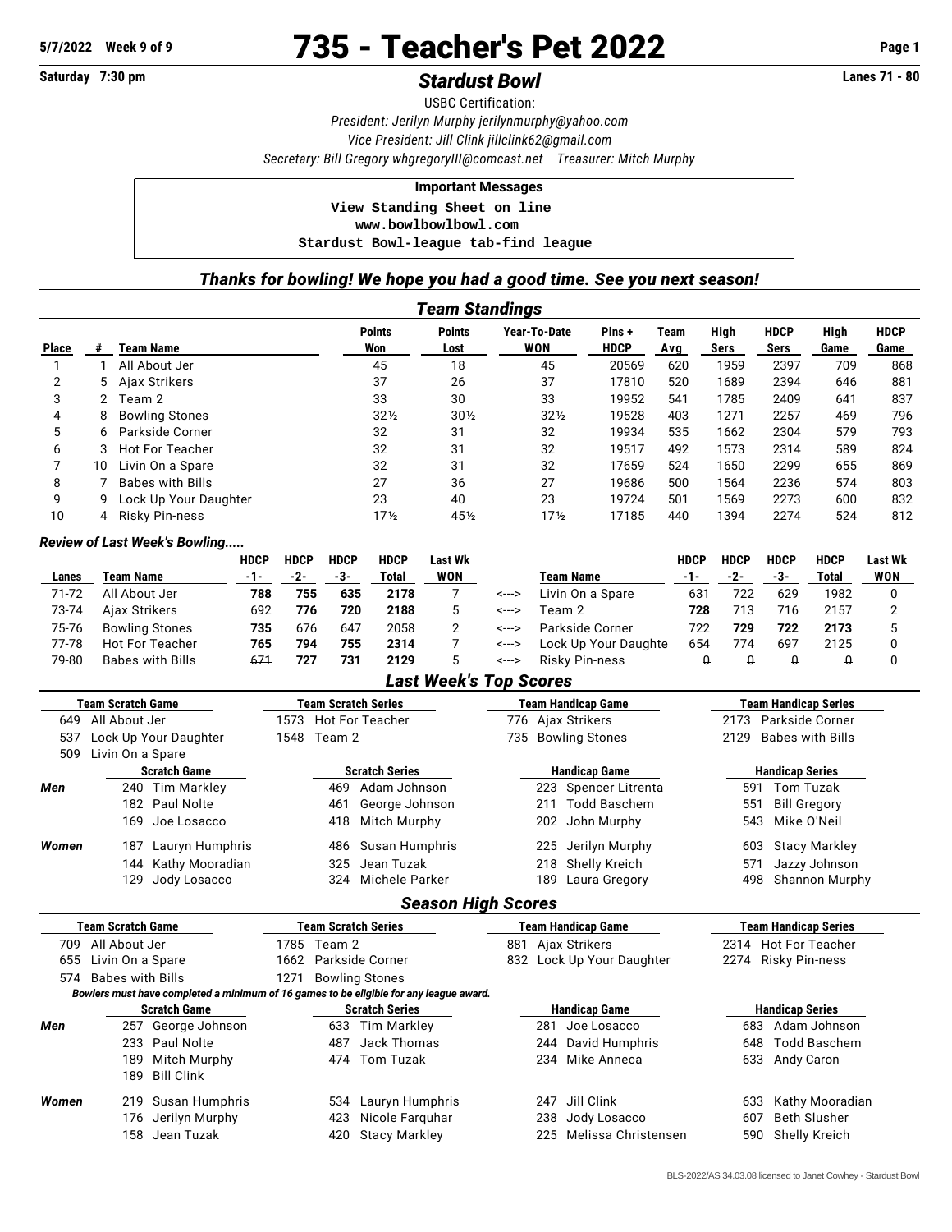5/7/2022 Week 9 of 9

# 735 - Teacher's Pet 2022

Saturday 7:30 pm

## *Stardust Bowl*

Lanes 71 - 80

USBC Certification:

*President: Jerilyn Murphy jerilynmurphy@yahoo.com*

*Vice President: Jill Clink jillclink62@gmail.com*

*Secretary: Bill Gregory whgregoryIII@comcast.net Treasurer: Mitch Murphy*

**Important Messages**

```
View Standing Sheet on line
www.bowlbowlbowl.com
Stardust Bowl-league tab-find league
```

### *Thanks for bowling! We hope you had a good time. See you next season!*

## *Team Standings*

| Place | # | Team Name | Points Won | Points Lost | Year-To-Date WON | Pins + HDCP | Team Avg | High Sers | HDCP Sers | High Game | HDCP Game |
|---|---|---|---|---|---|---|---|---|---|---|---|
| 1 | 1 | All About Jer | 45 | 18 | 45 | 20569 | 620 | 1959 | 2397 | 709 | 868 |
| 2 | 5 | Ajax Strikers | 37 | 26 | 37 | 17810 | 520 | 1689 | 2394 | 646 | 881 |
| 3 | 2 | Team 2 | 33 | 30 | 33 | 19952 | 541 | 1785 | 2409 | 641 | 837 |
| 4 | 8 | Bowling Stones | 32½ | 30½ | 32½ | 19528 | 403 | 1271 | 2257 | 469 | 796 |
| 5 | 6 | Parkside Corner | 32 | 31 | 32 | 19934 | 535 | 1662 | 2304 | 579 | 793 |
| 6 | 3 | Hot For Teacher | 32 | 31 | 32 | 19517 | 492 | 1573 | 2314 | 589 | 824 |
| 7 | 10 | Livin On a Spare | 32 | 31 | 32 | 17659 | 524 | 1650 | 2299 | 655 | 869 |
| 8 | 7 | Babes with Bills | 27 | 36 | 27 | 19686 | 500 | 1564 | 2236 | 574 | 803 |
| 9 | 9 | Lock Up Your Daughter | 23 | 40 | 23 | 19724 | 501 | 1569 | 2273 | 600 | 832 |
| 10 | 4 | Risky Pin-ness | 17½ | 45½ | 17½ | 17185 | 440 | 1394 | 2274 | 524 | 812 |

### *Review of Last Week's Bowling.....*

| Lanes | Team Name | HDCP -1- | HDCP -2- | HDCP -3- | HDCP Total | Last Wk WON | | Team Name | HDCP -1- | HDCP -2- | HDCP -3- | HDCP Total | Last Wk WON |
|---|---|---|---|---|---|---|---|---|---|---|---|---|---|
| 71-72 | All About Jer | **788** | **755** | **635** | **2178** | 7 | <---> | Livin On a Spare | 631 | 722 | 629 | 1982 | 0 |
| 73-74 | Ajax Strikers | 692 | **776** | **720** | **2188** | 5 | <---> | Team 2 | **728** | 713 | 716 | 2157 | 2 |
| 75-76 | Bowling Stones | **735** | 676 | 647 | 2058 | 2 | <---> | Parkside Corner | 722 | **729** | **722** | **2173** | 5 |
| 77-78 | Hot For Teacher | **765** | **794** | **755** | **2314** | 7 | <---> | Lock Up Your Daughte | 654 | 774 | 697 | 2125 | 0 |
| 79-80 | Babes with Bills | ~~671~~ | **727** | **731** | **2129** | 5 | <---> | Risky Pin-ness | ~~0~~ | ~~0~~ | ~~0~~ | ~~0~~ | 0 |

## *Last Week's Top Scores*

| Team Scratch Game | Team Scratch Series | Team Handicap Game | Team Handicap Series |
|---|---|---|---|
| 649 All About Jer | 1573 Hot For Teacher | 776 Ajax Strikers | 2173 Parkside Corner |
| 537 Lock Up Your Daughter | 1548 Team 2 | 735 Bowling Stones | 2129 Babes with Bills |
| 509 Livin On a Spare | | | |

| | Scratch Game | Scratch Series | Handicap Game | Handicap Series |
|---|---|---|---|---|
| **Men** | 240 Tim Markley | 469 Adam Johnson | 223 Spencer Litrenta | 591 Tom Tuzak |
| | 182 Paul Nolte | 461 George Johnson | 211 Todd Baschem | 551 Bill Gregory |
| | 169 Joe Losacco | 418 Mitch Murphy | 202 John Murphy | 543 Mike O'Neil |
| **Women** | 187 Lauryn Humphris | 486 Susan Humphris | 225 Jerilyn Murphy | 603 Stacy Markley |
| | 144 Kathy Mooradian | 325 Jean Tuzak | 218 Shelly Kreich | 571 Jazzy Johnson |
| | 129 Jody Losacco | 324 Michele Parker | 189 Laura Gregory | 498 Shannon Murphy |

## *Season High Scores*

| Team Scratch Game | Team Scratch Series | Team Handicap Game | Team Handicap Series |
|---|---|---|---|
| 709 All About Jer | 1785 Team 2 | 881 Ajax Strikers | 2314 Hot For Teacher |
| 655 Livin On a Spare | 1662 Parkside Corner | 832 Lock Up Your Daughter | 2274 Risky Pin-ness |
| 574 Babes with Bills | 1271 Bowling Stones | | |

*Bowlers must have completed a minimum of 16 games to be eligible for any league award.*

| | Scratch Game | Scratch Series | Handicap Game | Handicap Series |
|---|---|---|---|---|
| **Men** | 257 George Johnson | 633 Tim Markley | 281 Joe Losacco | 683 Adam Johnson |
| | 233 Paul Nolte | 487 Jack Thomas | 244 David Humphris | 648 Todd Baschem |
| | 189 Mitch Murphy | 474 Tom Tuzak | 234 Mike Anneca | 633 Andy Caron |
| | 189 Bill Clink | | | |
| **Women** | 219 Susan Humphris | 534 Lauryn Humphris | 247 Jill Clink | 633 Kathy Mooradian |
| | 176 Jerilyn Murphy | 423 Nicole Farquhar | 238 Jody Losacco | 607 Beth Slusher |
| | 158 Jean Tuzak | 420 Stacy Markley | 225 Melissa Christensen | 590 Shelly Kreich |

BLS-2022/AS 34.03.08 licensed to Janet Cowhey - Stardust Bowl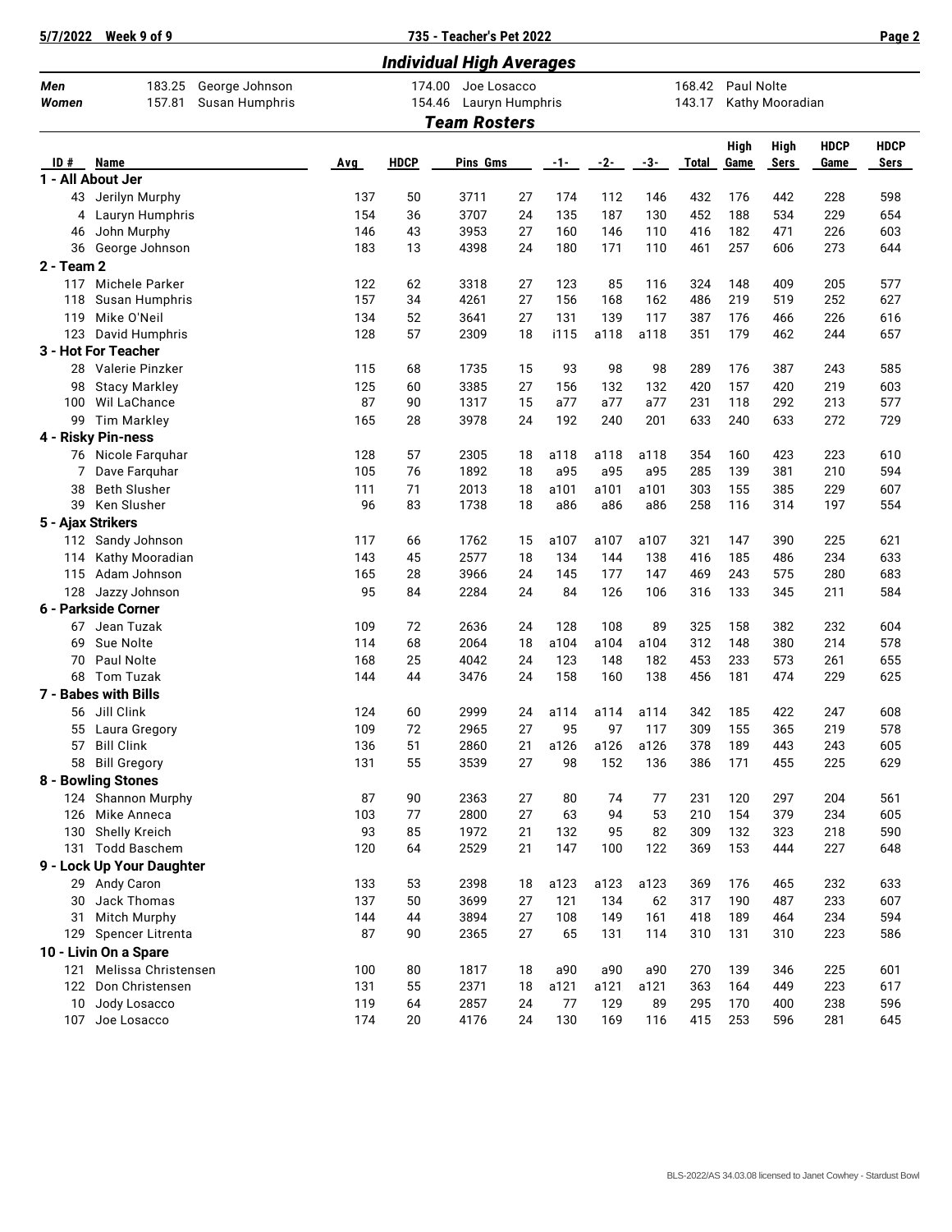## Individual High Averages

| | | | |
|---|---|---|---|
| **Men** | 183.25 George Johnson | 174.00 Joe Losacco | 168.42 Paul Nolte |
| **Women** | 157.81 Susan Humphris | 154.46 Lauryn Humphris | 143.17 Kathy Mooradian |

## Team Rosters

| ID # | Name | Avg | HDCP | Pins | Gms | -1- | -2- | -3- | Total | High Game | High Sers | HDCP Game | HDCP Sers |
|---|---|---|---|---|---|---|---|---|---|---|---|---|---|
| **1 - All About Jer** | | | | | | | | | | | | | |
| 43 | Jerilyn Murphy | 137 | 50 | 3711 | 27 | 174 | 112 | 146 | 432 | 176 | 442 | 228 | 598 |
| 4 | Lauryn Humphris | 154 | 36 | 3707 | 24 | 135 | 187 | 130 | 452 | 188 | 534 | 229 | 654 |
| 46 | John Murphy | 146 | 43 | 3953 | 27 | 160 | 146 | 110 | 416 | 182 | 471 | 226 | 603 |
| 36 | George Johnson | 183 | 13 | 4398 | 24 | 180 | 171 | 110 | 461 | 257 | 606 | 273 | 644 |
| **2 - Team 2** | | | | | | | | | | | | | |
| 117 | Michele Parker | 122 | 62 | 3318 | 27 | 123 | 85 | 116 | 324 | 148 | 409 | 205 | 577 |
| 118 | Susan Humphris | 157 | 34 | 4261 | 27 | 156 | 168 | 162 | 486 | 219 | 519 | 252 | 627 |
| 119 | Mike O'Neil | 134 | 52 | 3641 | 27 | 131 | 139 | 117 | 387 | 176 | 466 | 226 | 616 |
| 123 | David Humphris | 128 | 57 | 2309 | 18 | i115 | a118 | a118 | 351 | 179 | 462 | 244 | 657 |
| **3 - Hot For Teacher** | | | | | | | | | | | | | |
| 28 | Valerie Pinzker | 115 | 68 | 1735 | 15 | 93 | 98 | 98 | 289 | 176 | 387 | 243 | 585 |
| 98 | Stacy Markley | 125 | 60 | 3385 | 27 | 156 | 132 | 132 | 420 | 157 | 420 | 219 | 603 |
| 100 | Wil LaChance | 87 | 90 | 1317 | 15 | a77 | a77 | a77 | 231 | 118 | 292 | 213 | 577 |
| 99 | Tim Markley | 165 | 28 | 3978 | 24 | 192 | 240 | 201 | 633 | 240 | 633 | 272 | 729 |
| **4 - Risky Pin-ness** | | | | | | | | | | | | | |
| 76 | Nicole Farquhar | 128 | 57 | 2305 | 18 | a118 | a118 | a118 | 354 | 160 | 423 | 223 | 610 |
| 7 | Dave Farquhar | 105 | 76 | 1892 | 18 | a95 | a95 | a95 | 285 | 139 | 381 | 210 | 594 |
| 38 | Beth Slusher | 111 | 71 | 2013 | 18 | a101 | a101 | a101 | 303 | 155 | 385 | 229 | 607 |
| 39 | Ken Slusher | 96 | 83 | 1738 | 18 | a86 | a86 | a86 | 258 | 116 | 314 | 197 | 554 |
| **5 - Ajax Strikers** | | | | | | | | | | | | | |
| 112 | Sandy Johnson | 117 | 66 | 1762 | 15 | a107 | a107 | a107 | 321 | 147 | 390 | 225 | 621 |
| 114 | Kathy Mooradian | 143 | 45 | 2577 | 18 | 134 | 144 | 138 | 416 | 185 | 486 | 234 | 633 |
| 115 | Adam Johnson | 165 | 28 | 3966 | 24 | 145 | 177 | 147 | 469 | 243 | 575 | 280 | 683 |
| 128 | Jazzy Johnson | 95 | 84 | 2284 | 24 | 84 | 126 | 106 | 316 | 133 | 345 | 211 | 584 |
| **6 - Parkside Corner** | | | | | | | | | | | | | |
| 67 | Jean Tuzak | 109 | 72 | 2636 | 24 | 128 | 108 | 89 | 325 | 158 | 382 | 232 | 604 |
| 69 | Sue Nolte | 114 | 68 | 2064 | 18 | a104 | a104 | a104 | 312 | 148 | 380 | 214 | 578 |
| 70 | Paul Nolte | 168 | 25 | 4042 | 24 | 123 | 148 | 182 | 453 | 233 | 573 | 261 | 655 |
| 68 | Tom Tuzak | 144 | 44 | 3476 | 24 | 158 | 160 | 138 | 456 | 181 | 474 | 229 | 625 |
| **7 - Babes with Bills** | | | | | | | | | | | | | |
| 56 | Jill Clink | 124 | 60 | 2999 | 24 | a114 | a114 | a114 | 342 | 185 | 422 | 247 | 608 |
| 55 | Laura Gregory | 109 | 72 | 2965 | 27 | 95 | 97 | 117 | 309 | 155 | 365 | 219 | 578 |
| 57 | Bill Clink | 136 | 51 | 2860 | 21 | a126 | a126 | a126 | 378 | 189 | 443 | 243 | 605 |
| 58 | Bill Gregory | 131 | 55 | 3539 | 27 | 98 | 152 | 136 | 386 | 171 | 455 | 225 | 629 |
| **8 - Bowling Stones** | | | | | | | | | | | | | |
| 124 | Shannon Murphy | 87 | 90 | 2363 | 27 | 80 | 74 | 77 | 231 | 120 | 297 | 204 | 561 |
| 126 | Mike Anneca | 103 | 77 | 2800 | 27 | 63 | 94 | 53 | 210 | 154 | 379 | 234 | 605 |
| 130 | Shelly Kreich | 93 | 85 | 1972 | 21 | 132 | 95 | 82 | 309 | 132 | 323 | 218 | 590 |
| 131 | Todd Baschem | 120 | 64 | 2529 | 21 | 147 | 100 | 122 | 369 | 153 | 444 | 227 | 648 |
| **9 - Lock Up Your Daughter** | | | | | | | | | | | | | |
| 29 | Andy Caron | 133 | 53 | 2398 | 18 | a123 | a123 | a123 | 369 | 176 | 465 | 232 | 633 |
| 30 | Jack Thomas | 137 | 50 | 3699 | 27 | 121 | 134 | 62 | 317 | 190 | 487 | 233 | 607 |
| 31 | Mitch Murphy | 144 | 44 | 3894 | 27 | 108 | 149 | 161 | 418 | 189 | 464 | 234 | 594 |
| 129 | Spencer Litrenta | 87 | 90 | 2365 | 27 | 65 | 131 | 114 | 310 | 131 | 310 | 223 | 586 |
| **10 - Livin On a Spare** | | | | | | | | | | | | | |
| 121 | Melissa Christensen | 100 | 80 | 1817 | 18 | a90 | a90 | a90 | 270 | 139 | 346 | 225 | 601 |
| 122 | Don Christensen | 131 | 55 | 2371 | 18 | a121 | a121 | a121 | 363 | 164 | 449 | 223 | 617 |
| 10 | Jody Losacco | 119 | 64 | 2857 | 24 | 77 | 129 | 89 | 295 | 170 | 400 | 238 | 596 |
| 107 | Joe Losacco | 174 | 20 | 4176 | 24 | 130 | 169 | 116 | 415 | 253 | 596 | 281 | 645 |